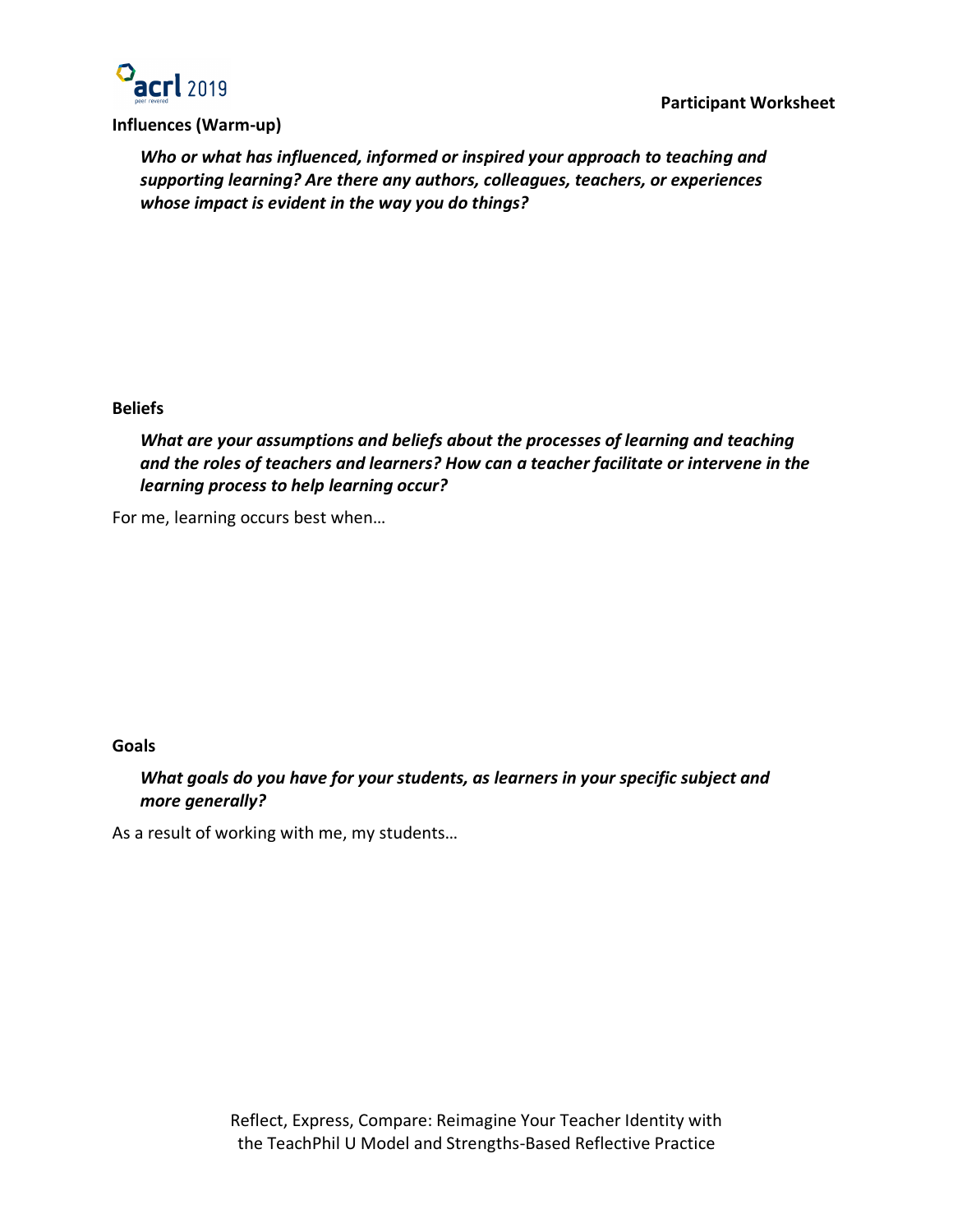**Participant Worksheet**

## Influences (Warm-up)

***Who or what has influenced, informed or inspired your approach to teaching and supporting learning? Are there any authors, colleagues, teachers, or experiences whose impact is evident in the way you do things?***

## Beliefs

***What are your assumptions and beliefs about the processes of learning and teaching and the roles of teachers and learners? How can a teacher facilitate or intervene in the learning process to help learning occur?***

For me, learning occurs best when…

## Goals

***What goals do you have for your students, as learners in your specific subject and more generally?***

As a result of working with me, my students…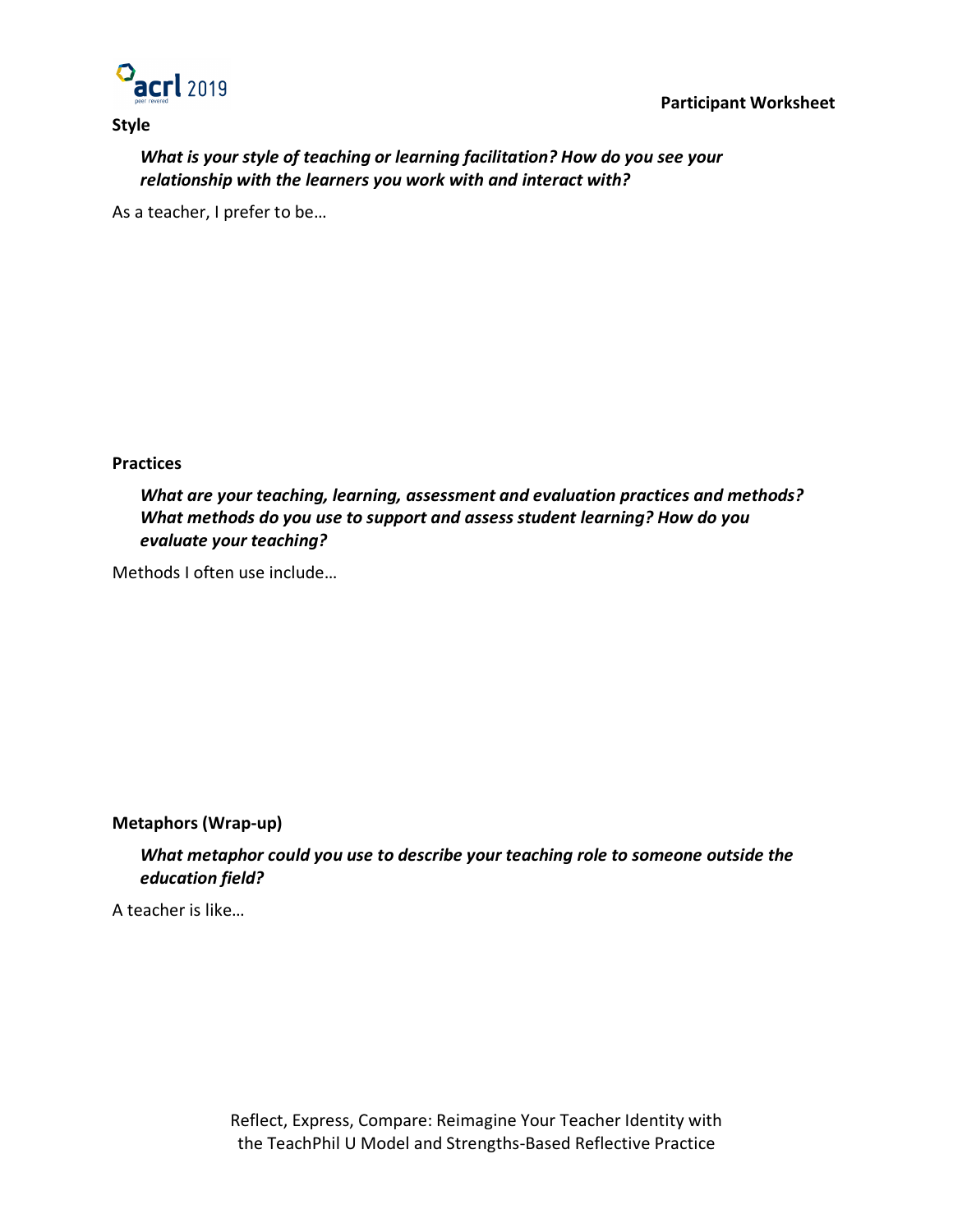**Participant Worksheet**

**Style**

***What is your style of teaching or learning facilitation? How do you see your relationship with the learners you work with and interact with?***

As a teacher, I prefer to be…

**Practices**

***What are your teaching, learning, assessment and evaluation practices and methods? What methods do you use to support and assess student learning? How do you evaluate your teaching?***

Methods I often use include…

**Metaphors (Wrap-up)**

***What metaphor could you use to describe your teaching role to someone outside the education field?***

A teacher is like…